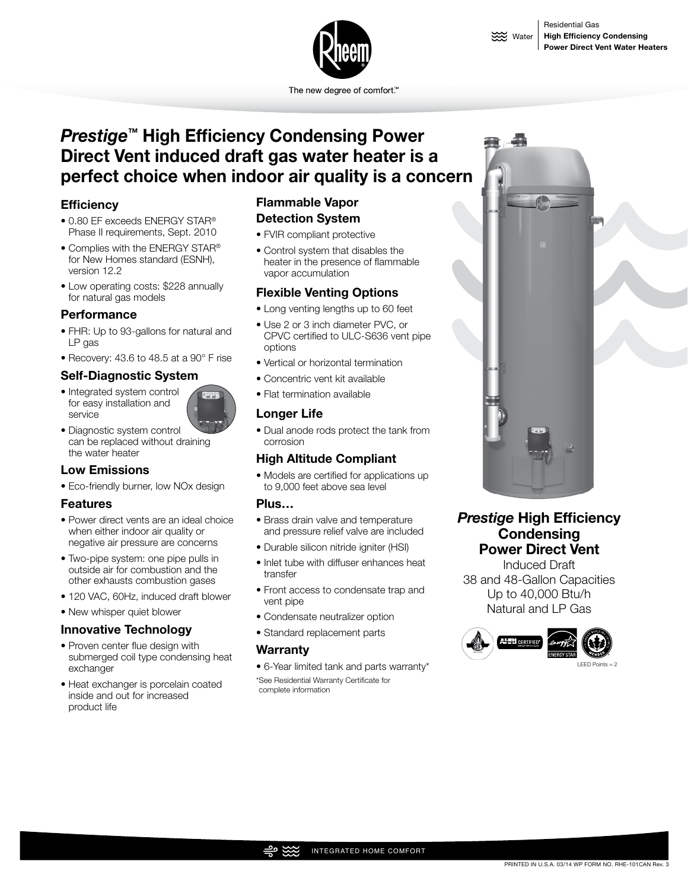Residential Gas
**High Efficiency Condensing Power Direct Vent Water Heaters**

The new degree of comfort.™

# *Prestige*™ High Efficiency Condensing Power Direct Vent induced draft gas water heater is a perfect choice when indoor air quality is a concern

### Efficiency

- 0.80 EF exceeds ENERGY STAR® Phase II requirements, Sept. 2010
- Complies with the ENERGY STAR® for New Homes standard (ESNH), version 12.2
- Low operating costs: $228 annually for natural gas models

### Performance

- FHR: Up to 93-gallons for natural and LP gas
- Recovery: 43.6 to 48.5 at a 90° F rise

### Self-Diagnostic System

- Integrated system control for easy installation and service
- Diagnostic system control can be replaced without draining the water heater

### Low Emissions

- Eco-friendly burner, low NOx design

### Features

- Power direct vents are an ideal choice when either indoor air quality or negative air pressure are concerns
- Two-pipe system: one pipe pulls in outside air for combustion and the other exhausts combustion gases
- 120 VAC, 60Hz, induced draft blower
- New whisper quiet blower

### Innovative Technology

- Proven center flue design with submerged coil type condensing heat exchanger
- Heat exchanger is porcelain coated inside and out for increased product life

### Flammable Vapor Detection System

- FVIR compliant protective
- Control system that disables the heater in the presence of flammable vapor accumulation

### Flexible Venting Options

- Long venting lengths up to 60 feet
- Use 2 or 3 inch diameter PVC, or CPVC certified to ULC-S636 vent pipe options
- Vertical or horizontal termination
- Concentric vent kit available
- Flat termination available

### Longer Life

- Dual anode rods protect the tank from corrosion

### High Altitude Compliant

- Models are certified for applications up to 9,000 feet above sea level

### Plus…

- Brass drain valve and temperature and pressure relief valve are included
- Durable silicon nitride igniter (HSI)
- Inlet tube with diffuser enhances heat transfer
- Front access to condensate trap and vent pipe
- Condensate neutralizer option
- Standard replacement parts

### Warranty

- 6-Year limited tank and parts warranty*

*See Residential Warranty Certificate for complete information

## *Prestige* High Efficiency Condensing Power Direct Vent

Induced Draft
38 and 48-Gallon Capacities
Up to 40,000 Btu/h
Natural and LP Gas

LEED Points = 2

INTEGRATED HOME COMFORT

PRINTED IN U.S.A. 03/14 WP FORM NO. RHE-101CAN Rev. 3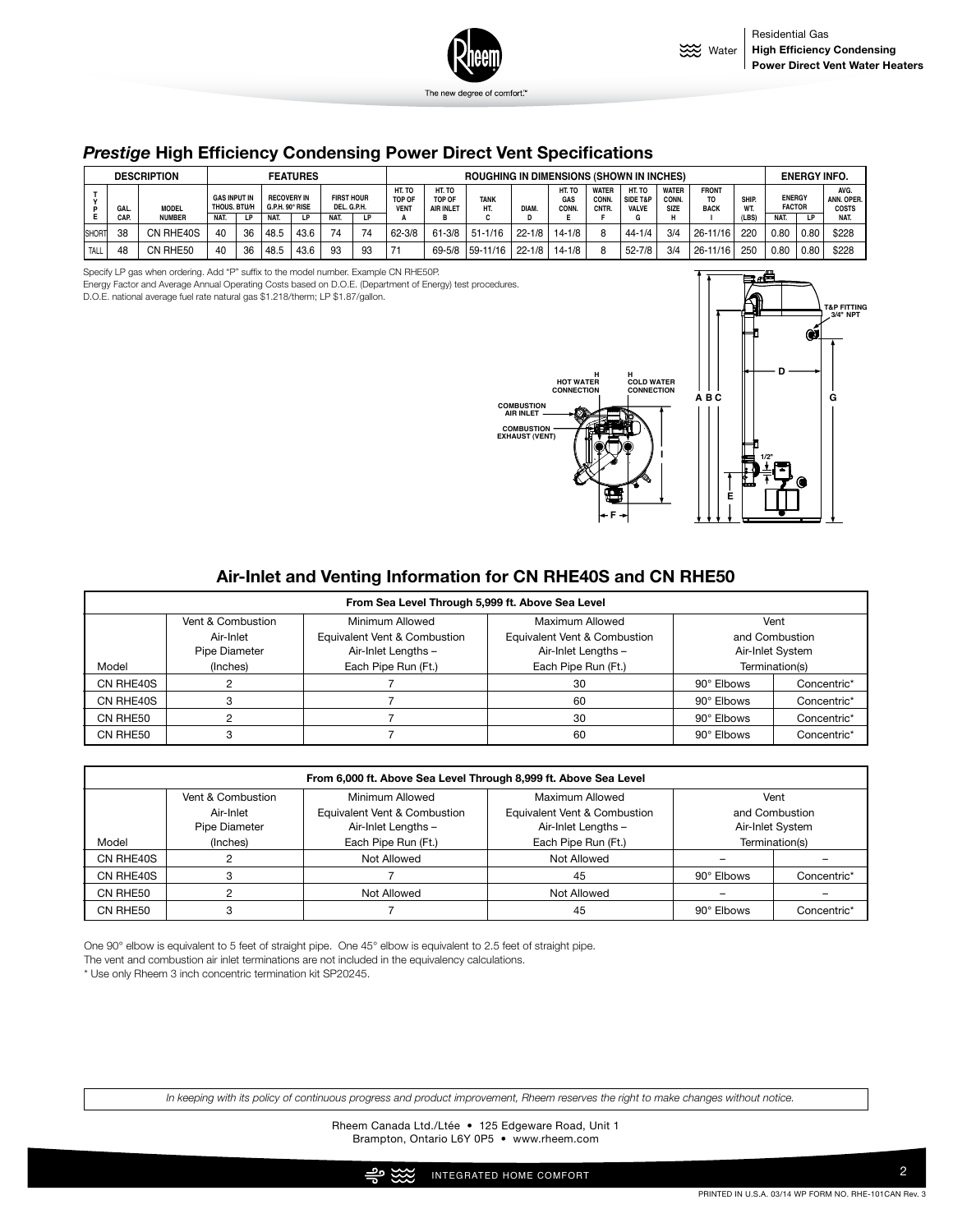## *Prestige* High Efficiency Condensing Power Direct Vent Specifications

| DESCRIPTION | | | FEATURES | | | | | | ROUGHING IN DIMENSIONS (SHOWN IN INCHES) | | | | | | | | | | | ENERGY INFO. | | |
|---|---|---|---|---|---|---|---|---|---|---|---|---|---|---|---|---|---|---|---|---|---|---|
| TYPE | GAL. CAP. | MODEL NUMBER | GAS INPUT IN THOUS. BTU/H | | RECOVERY IN G.P.H. 90° RISE | | FIRST HOUR DEL. G.P.H. | | HT. TO TOP OF VENT | HT. TO TOP OF AIR INLET | TANK HT. | DIAM. | HT. TO GAS CONN. | WATER CONN. CNTR. | HT. TO SIDE T&P VALVE | WATER CONN. SIZE | FRONT TO BACK | SHIP. WT. | ENERGY FACTOR | | AVG. ANN. OPER. COSTS |
| | | | NAT. | LP | NAT. | LP | NAT. | LP | A | B | C | D | E | F | G | H | I | (LBS) | NAT. | LP | NAT. |
| SHORT | 38 | CN RHE40S | 40 | 36 | 48.5 | 43.6 | 74 | 74 | 62-3/8 | 61-3/8 | 51-1/16 | 22-1/8 | 14-1/8 | 8 | 44-1/4 | 3/4 | 26-11/16 | 220 | 0.80 | 0.80 | $228 |
| TALL | 48 | CN RHE50 | 40 | 36 | 48.5 | 43.6 | 93 | 93 | 71 | 69-5/8 | 59-11/16 | 22-1/8 | 14-1/8 | 8 | 52-7/8 | 3/4 | 26-11/16 | 250 | 0.80 | 0.80 | $228 |

Specify LP gas when ordering. Add "P" suffix to the model number. Example CN RHE50P.
Energy Factor and Average Annual Operating Costs based on D.O.E. (Department of Energy) test procedures.
D.O.E. national average fuel rate natural gas $1.218/therm; LP $1.87/gallon.

H HOT WATER CONNECTION
H COLD WATER CONNECTION
COMBUSTION AIR INLET
COMBUSTION EXHAUST (VENT)
T&P FITTING 3/4" NPT
A B C D E F G I
1/2"

## Air-Inlet and Venting Information for CN RHE40S and CN RHE50

| From Sea Level Through 5,999 ft. Above Sea Level | | | | | |
|---|---|---|---|---|---|
| Model | Vent & Combustion Air-Inlet Pipe Diameter (Inches) | Minimum Allowed Equivalent Vent & Combustion Air-Inlet Lengths – Each Pipe Run (Ft.) | Maximum Allowed Equivalent Vent & Combustion Air-Inlet Lengths – Each Pipe Run (Ft.) | Vent and Combustion Air-Inlet System Termination(s) | |
| CN RHE40S | 2 | 7 | 30 | 90° Elbows | Concentric* |
| CN RHE40S | 3 | 7 | 60 | 90° Elbows | Concentric* |
| CN RHE50 | 2 | 7 | 30 | 90° Elbows | Concentric* |
| CN RHE50 | 3 | 7 | 60 | 90° Elbows | Concentric* |

| From 6,000 ft. Above Sea Level Through 8,999 ft. Above Sea Level | | | | | |
|---|---|---|---|---|---|
| Model | Vent & Combustion Air-Inlet Pipe Diameter (Inches) | Minimum Allowed Equivalent Vent & Combustion Air-Inlet Lengths – Each Pipe Run (Ft.) | Maximum Allowed Equivalent Vent & Combustion Air-Inlet Lengths – Each Pipe Run (Ft.) | Vent and Combustion Air-Inlet System Termination(s) | |
| CN RHE40S | 2 | Not Allowed | Not Allowed | – | – |
| CN RHE40S | 3 | 7 | 45 | 90° Elbows | Concentric* |
| CN RHE50 | 2 | Not Allowed | Not Allowed | – | – |
| CN RHE50 | 3 | 7 | 45 | 90° Elbows | Concentric* |

One 90° elbow is equivalent to 5 feet of straight pipe. One 45° elbow is equivalent to 2.5 feet of straight pipe.
The vent and combustion air inlet terminations are not included in the equivalency calculations.
* Use only Rheem 3 inch concentric termination kit SP20245.

*In keeping with its policy of continuous progress and product improvement, Rheem reserves the right to make changes without notice.*

Rheem Canada Ltd./Ltée • 125 Edgeware Road, Unit 1
Brampton, Ontario L6Y 0P5 • www.rheem.com

PRINTED IN U.S.A. 03/14 WP FORM NO. RHE-101CAN Rev. 3